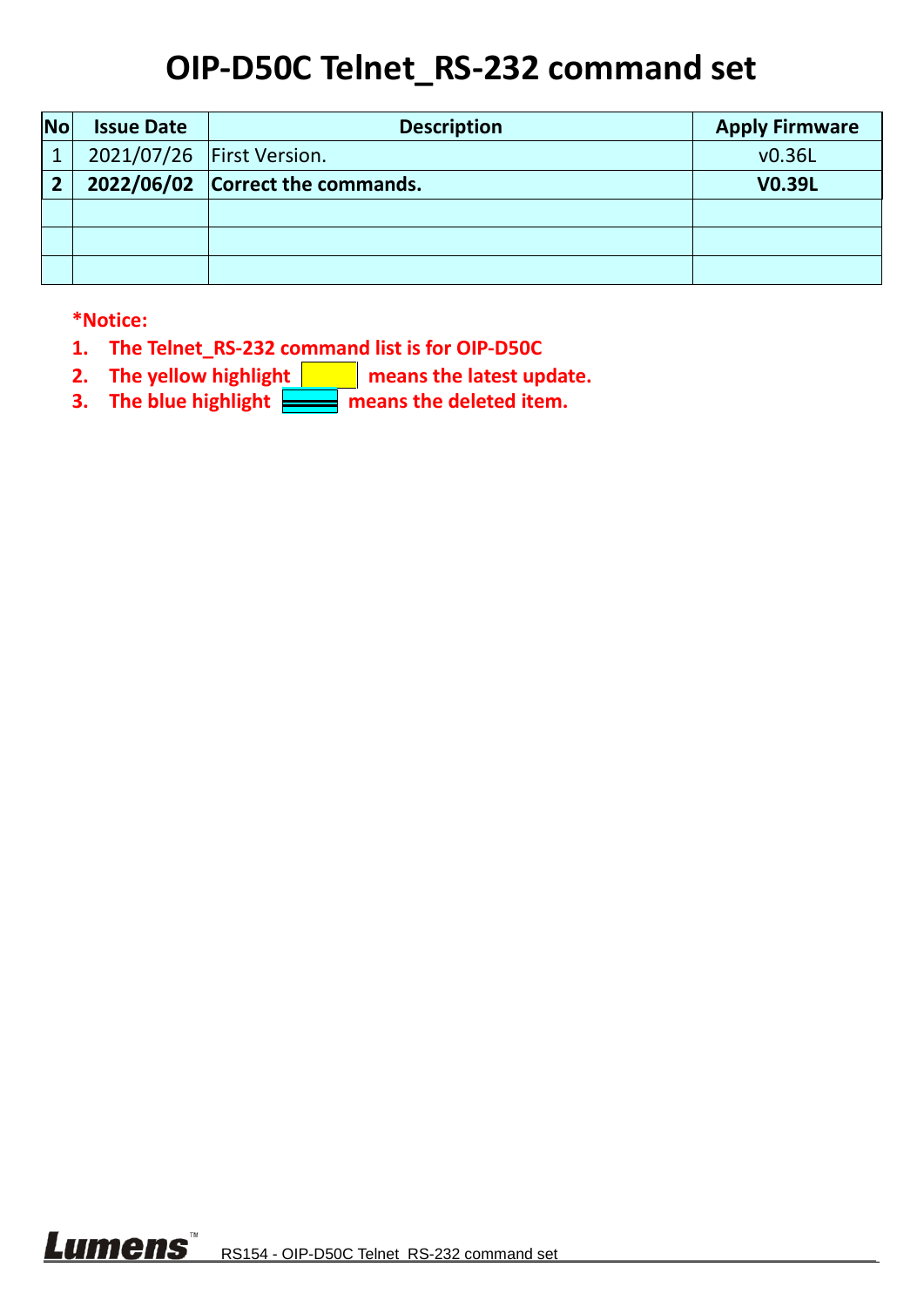# OIP-D50C Telnet_RS-232 command set

| No | Issue Date | Description | Apply Firmware |
|---|---|---|---|
| 1 | 2021/07/26 | First Version. | v0.36L |
| **2** | **2022/06/02** | **Correct the commands.** | **V0.39L** |
| | | | |
| | | | |
| | | | |

**\*Notice:**

1. **The Telnet_RS-232 command list is for OIP-D50C**
2. **The yellow highlight means the latest update.**
3. **The blue highlight means the deleted item.**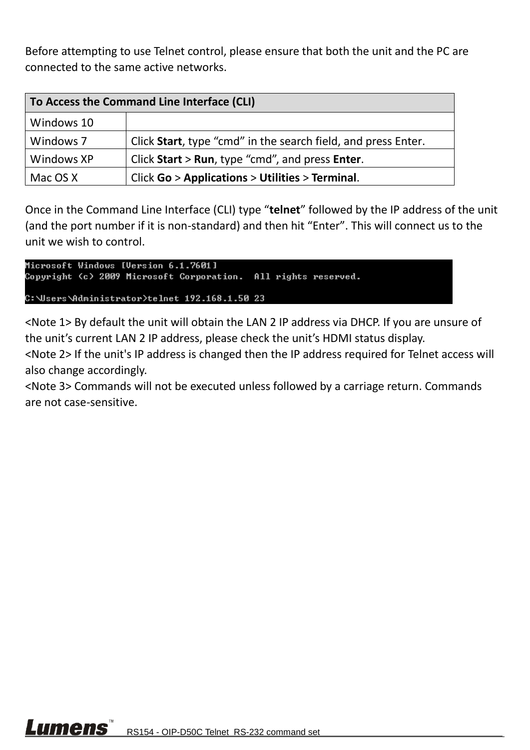Before attempting to use Telnet control, please ensure that both the unit and the PC are connected to the same active networks.

| To Access the Command Line Interface (CLI) | |
|---|---|
| Windows 10 | |
| Windows 7 | Click **Start**, type "cmd" in the search field, and press Enter. |
| Windows XP | Click **Start** > **Run**, type "cmd", and press **Enter**. |
| Mac OS X | Click **Go** > **Applications** > **Utilities** > **Terminal**. |

Once in the Command Line Interface (CLI) type "**telnet**" followed by the IP address of the unit (and the port number if it is non-standard) and then hit "Enter". This will connect us to the unit we wish to control.

```
Microsoft Windows [Version 6.1.7601]
Copyright (c) 2009 Microsoft Corporation.  All rights reserved.

C:\Users\Administrator>telnet 192.168.1.50 23
```

<Note 1> By default the unit will obtain the LAN 2 IP address via DHCP. If you are unsure of the unit's current LAN 2 IP address, please check the unit's HDMI status display.
<Note 2> If the unit's IP address is changed then the IP address required for Telnet access will also change accordingly.
<Note 3> Commands will not be executed unless followed by a carriage return. Commands are not case-sensitive.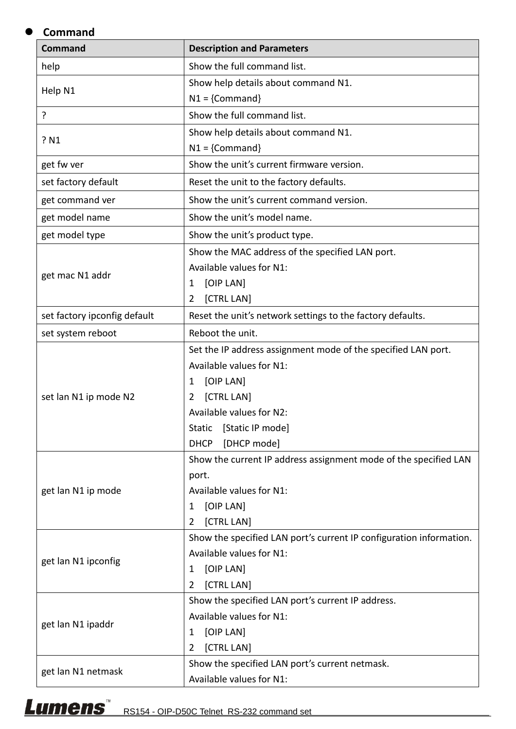- **Command**

| Command | Description and Parameters |
|---|---|
| help | Show the full command list. |
| Help N1 | Show help details about command N1.<br>N1 = {Command} |
| ? | Show the full command list. |
| ? N1 | Show help details about command N1.<br>N1 = {Command} |
| get fw ver | Show the unit's current firmware version. |
| set factory default | Reset the unit to the factory defaults. |
| get command ver | Show the unit's current command version. |
| get model name | Show the unit's model name. |
| get model type | Show the unit's product type. |
| get mac N1 addr | Show the MAC address of the specified LAN port.<br>Available values for N1:<br>1 [OIP LAN]<br>2 [CTRL LAN] |
| set factory ipconfig default | Reset the unit's network settings to the factory defaults. |
| set system reboot | Reboot the unit. |
| set lan N1 ip mode N2 | Set the IP address assignment mode of the specified LAN port.<br>Available values for N1:<br>1 [OIP LAN]<br>2 [CTRL LAN]<br>Available values for N2:<br>Static [Static IP mode]<br>DHCP [DHCP mode] |
| get lan N1 ip mode | Show the current IP address assignment mode of the specified LAN port.<br>Available values for N1:<br>1 [OIP LAN]<br>2 [CTRL LAN] |
| get lan N1 ipconfig | Show the specified LAN port's current IP configuration information.<br>Available values for N1:<br>1 [OIP LAN]<br>2 [CTRL LAN] |
| get lan N1 ipaddr | Show the specified LAN port's current IP address.<br>Available values for N1:<br>1 [OIP LAN]<br>2 [CTRL LAN] |
| get lan N1 netmask | Show the specified LAN port's current netmask.<br>Available values for N1: |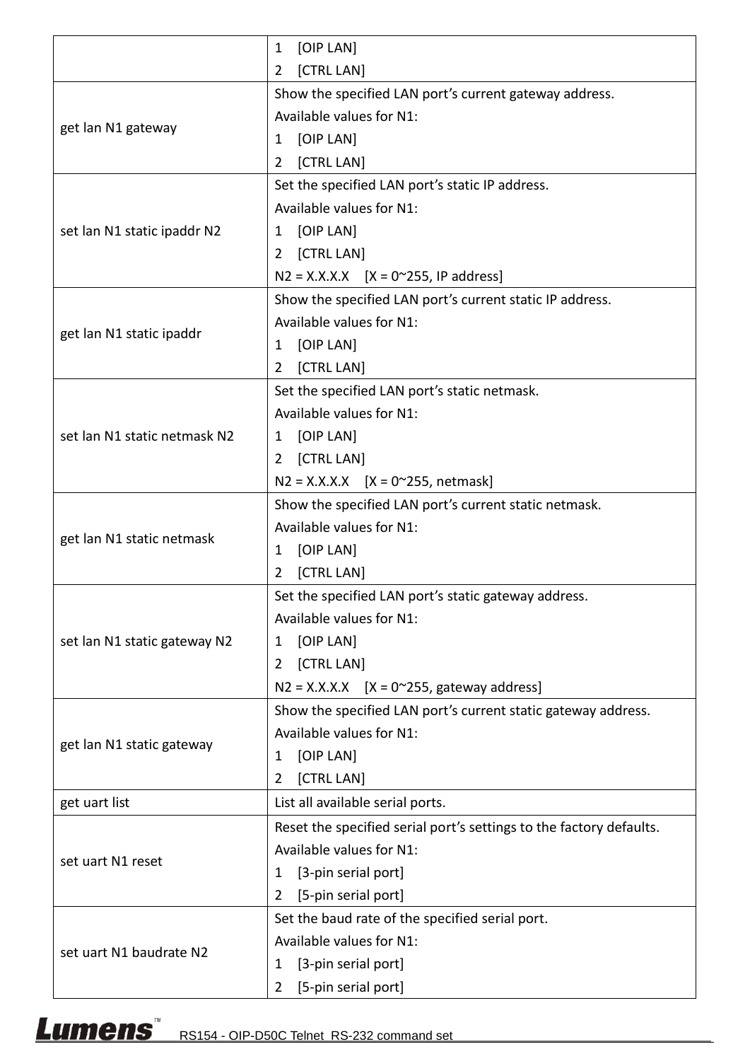| | |
|---|---|
| | 1 [OIP LAN]<br>2 [CTRL LAN] |
| get lan N1 gateway | Show the specified LAN port's current gateway address.<br>Available values for N1:<br>1 [OIP LAN]<br>2 [CTRL LAN] |
| set lan N1 static ipaddr N2 | Set the specified LAN port's static IP address.<br>Available values for N1:<br>1 [OIP LAN]<br>2 [CTRL LAN]<br>N2 = X.X.X.X [X = 0~255, IP address] |
| get lan N1 static ipaddr | Show the specified LAN port's current static IP address.<br>Available values for N1:<br>1 [OIP LAN]<br>2 [CTRL LAN] |
| set lan N1 static netmask N2 | Set the specified LAN port's static netmask.<br>Available values for N1:<br>1 [OIP LAN]<br>2 [CTRL LAN]<br>N2 = X.X.X.X [X = 0~255, netmask] |
| get lan N1 static netmask | Show the specified LAN port's current static netmask.<br>Available values for N1:<br>1 [OIP LAN]<br>2 [CTRL LAN] |
| set lan N1 static gateway N2 | Set the specified LAN port's static gateway address.<br>Available values for N1:<br>1 [OIP LAN]<br>2 [CTRL LAN]<br>N2 = X.X.X.X [X = 0~255, gateway address] |
| get lan N1 static gateway | Show the specified LAN port's current static gateway address.<br>Available values for N1:<br>1 [OIP LAN]<br>2 [CTRL LAN] |
| get uart list | List all available serial ports. |
| set uart N1 reset | Reset the specified serial port's settings to the factory defaults.<br>Available values for N1:<br>1 [3-pin serial port]<br>2 [5-pin serial port] |
| set uart N1 baudrate N2 | Set the baud rate of the specified serial port.<br>Available values for N1:<br>1 [3-pin serial port]<br>2 [5-pin serial port] |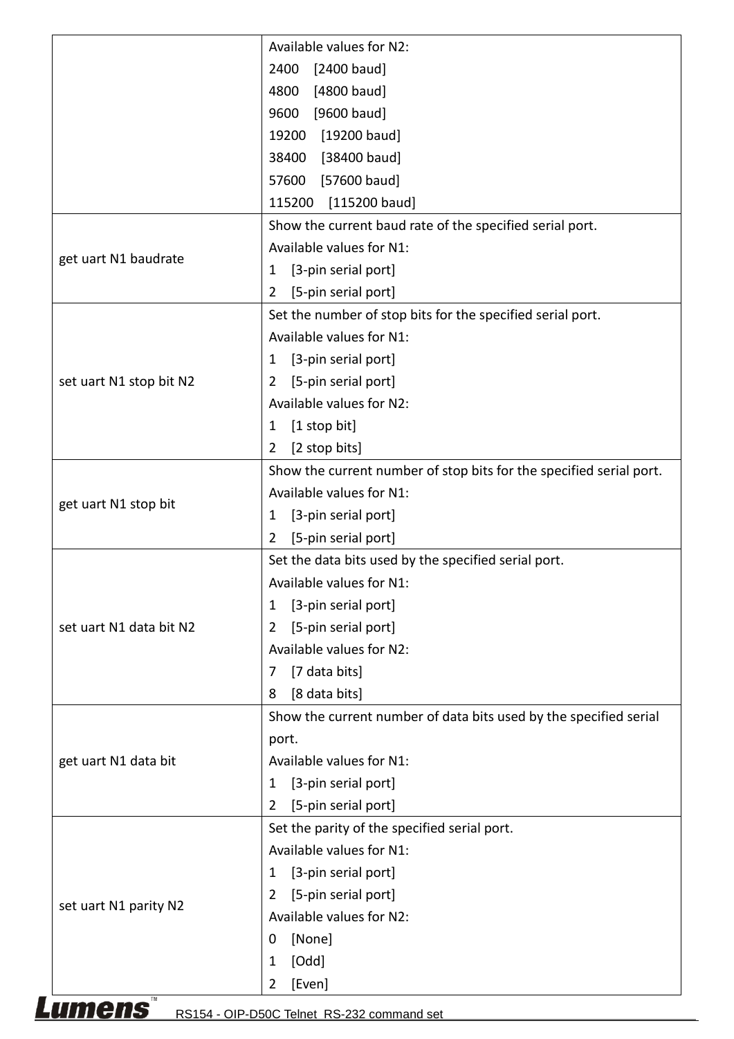| | |
|---|---|
| | Available values for N2:<br>2400 [2400 baud]<br>4800 [4800 baud]<br>9600 [9600 baud]<br>19200 [19200 baud]<br>38400 [38400 baud]<br>57600 [57600 baud]<br>115200 [115200 baud] |
| get uart N1 baudrate | Show the current baud rate of the specified serial port.<br>Available values for N1:<br>1 [3-pin serial port]<br>2 [5-pin serial port] |
| set uart N1 stop bit N2 | Set the number of stop bits for the specified serial port.<br>Available values for N1:<br>1 [3-pin serial port]<br>2 [5-pin serial port]<br>Available values for N2:<br>1 [1 stop bit]<br>2 [2 stop bits] |
| get uart N1 stop bit | Show the current number of stop bits for the specified serial port.<br>Available values for N1:<br>1 [3-pin serial port]<br>2 [5-pin serial port] |
| set uart N1 data bit N2 | Set the data bits used by the specified serial port.<br>Available values for N1:<br>1 [3-pin serial port]<br>2 [5-pin serial port]<br>Available values for N2:<br>7 [7 data bits]<br>8 [8 data bits] |
| get uart N1 data bit | Show the current number of data bits used by the specified serial port.<br>Available values for N1:<br>1 [3-pin serial port]<br>2 [5-pin serial port] |
| set uart N1 parity N2 | Set the parity of the specified serial port.<br>Available values for N1:<br>1 [3-pin serial port]<br>2 [5-pin serial port]<br>Available values for N2:<br>0 [None]<br>1 [Odd]<br>2 [Even] |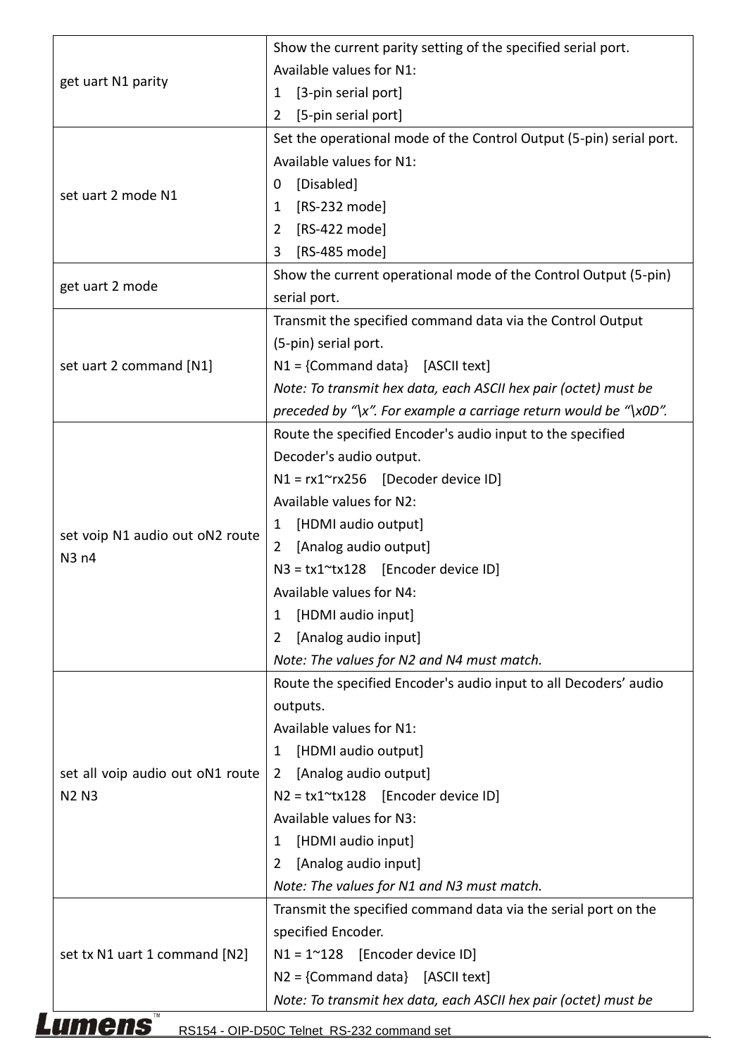| | |
|---|---|
| get uart N1 parity | Show the current parity setting of the specified serial port.<br>Available values for N1:<br>1 [3-pin serial port]<br>2 [5-pin serial port] |
| set uart 2 mode N1 | Set the operational mode of the Control Output (5-pin) serial port.<br>Available values for N1:<br>0 [Disabled]<br>1 [RS-232 mode]<br>2 [RS-422 mode]<br>3 [RS-485 mode] |
| get uart 2 mode | Show the current operational mode of the Control Output (5-pin) serial port. |
| set uart 2 command [N1] | Transmit the specified command data via the Control Output (5-pin) serial port.<br>N1 = {Command data} [ASCII text]<br>*Note: To transmit hex data, each ASCII hex pair (octet) must be preceded by "\x". For example a carriage return would be "\x0D".* |
| set voip N1 audio out oN2 route N3 n4 | Route the specified Encoder's audio input to the specified Decoder's audio output.<br>N1 = rx1~rx256 [Decoder device ID]<br>Available values for N2:<br>1 [HDMI audio output]<br>2 [Analog audio output]<br>N3 = tx1~tx128 [Encoder device ID]<br>Available values for N4:<br>1 [HDMI audio input]<br>2 [Analog audio input]<br>*Note: The values for N2 and N4 must match.* |
| set all voip audio out oN1 route N2 N3 | Route the specified Encoder's audio input to all Decoders' audio outputs.<br>Available values for N1:<br>1 [HDMI audio output]<br>2 [Analog audio output]<br>N2 = tx1~tx128 [Encoder device ID]<br>Available values for N3:<br>1 [HDMI audio input]<br>2 [Analog audio input]<br>*Note: The values for N1 and N3 must match.* |
| set tx N1 uart 1 command [N2] | Transmit the specified command data via the serial port on the specified Encoder.<br>N1 = 1~128 [Encoder device ID]<br>N2 = {Command data} [ASCII text]<br>*Note: To transmit hex data, each ASCII hex pair (octet) must be* |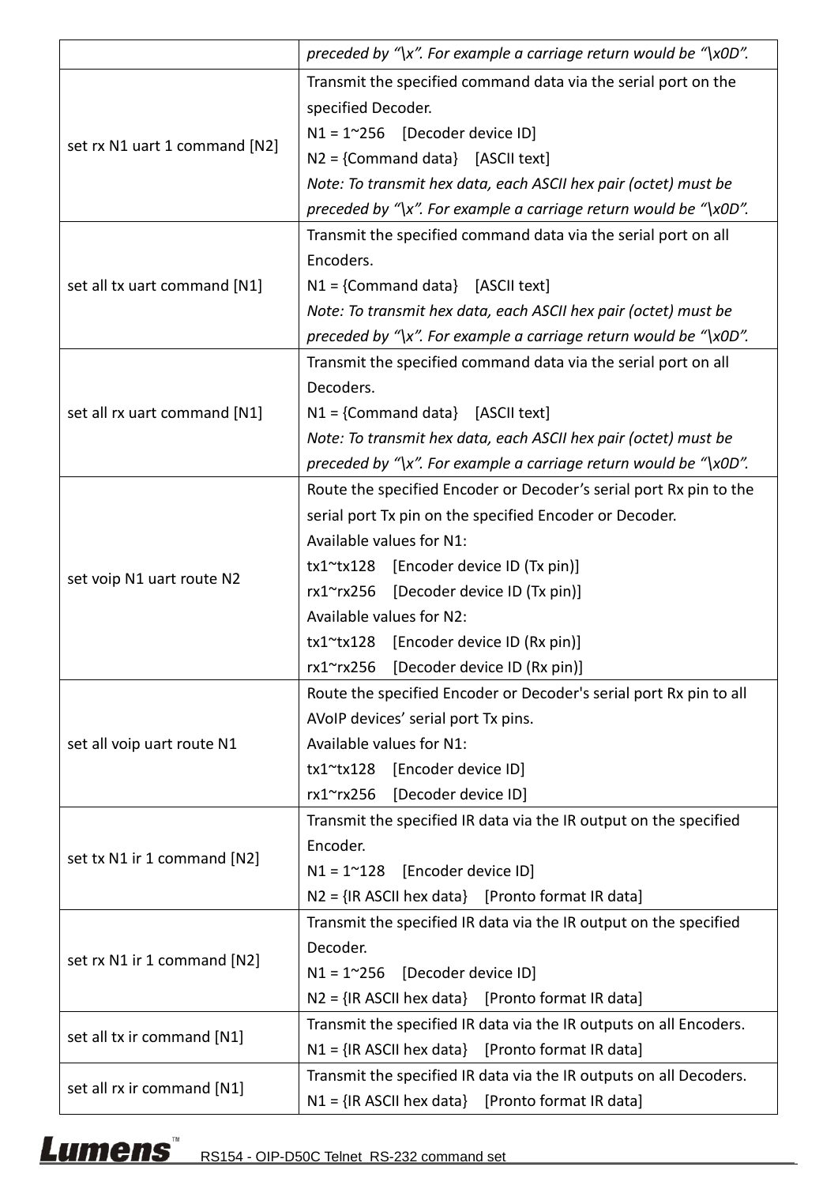| | |
|---|---|
| | *preceded by "\x". For example a carriage return would be "\x0D".* |
| set rx N1 uart 1 command [N2] | Transmit the specified command data via the serial port on the specified Decoder.<br>N1 = 1~256 [Decoder device ID]<br>N2 = {Command data} [ASCII text]<br>*Note: To transmit hex data, each ASCII hex pair (octet) must be preceded by "\x". For example a carriage return would be "\x0D".* |
| set all tx uart command [N1] | Transmit the specified command data via the serial port on all Encoders.<br>N1 = {Command data} [ASCII text]<br>*Note: To transmit hex data, each ASCII hex pair (octet) must be preceded by "\x". For example a carriage return would be "\x0D".* |
| set all rx uart command [N1] | Transmit the specified command data via the serial port on all Decoders.<br>N1 = {Command data} [ASCII text]<br>*Note: To transmit hex data, each ASCII hex pair (octet) must be preceded by "\x". For example a carriage return would be "\x0D".* |
| set voip N1 uart route N2 | Route the specified Encoder or Decoder's serial port Rx pin to the serial port Tx pin on the specified Encoder or Decoder.<br>Available values for N1:<br>tx1~tx128 [Encoder device ID (Tx pin)]<br>rx1~rx256 [Decoder device ID (Tx pin)]<br>Available values for N2:<br>tx1~tx128 [Encoder device ID (Rx pin)]<br>rx1~rx256 [Decoder device ID (Rx pin)] |
| set all voip uart route N1 | Route the specified Encoder or Decoder's serial port Rx pin to all AVoIP devices' serial port Tx pins.<br>Available values for N1:<br>tx1~tx128 [Encoder device ID]<br>rx1~rx256 [Decoder device ID] |
| set tx N1 ir 1 command [N2] | Transmit the specified IR data via the IR output on the specified Encoder.<br>N1 = 1~128 [Encoder device ID]<br>N2 = {IR ASCII hex data} [Pronto format IR data] |
| set rx N1 ir 1 command [N2] | Transmit the specified IR data via the IR output on the specified Decoder.<br>N1 = 1~256 [Decoder device ID]<br>N2 = {IR ASCII hex data} [Pronto format IR data] |
| set all tx ir command [N1] | Transmit the specified IR data via the IR outputs on all Encoders.<br>N1 = {IR ASCII hex data} [Pronto format IR data] |
| set all rx ir command [N1] | Transmit the specified IR data via the IR outputs on all Decoders.<br>N1 = {IR ASCII hex data} [Pronto format IR data] |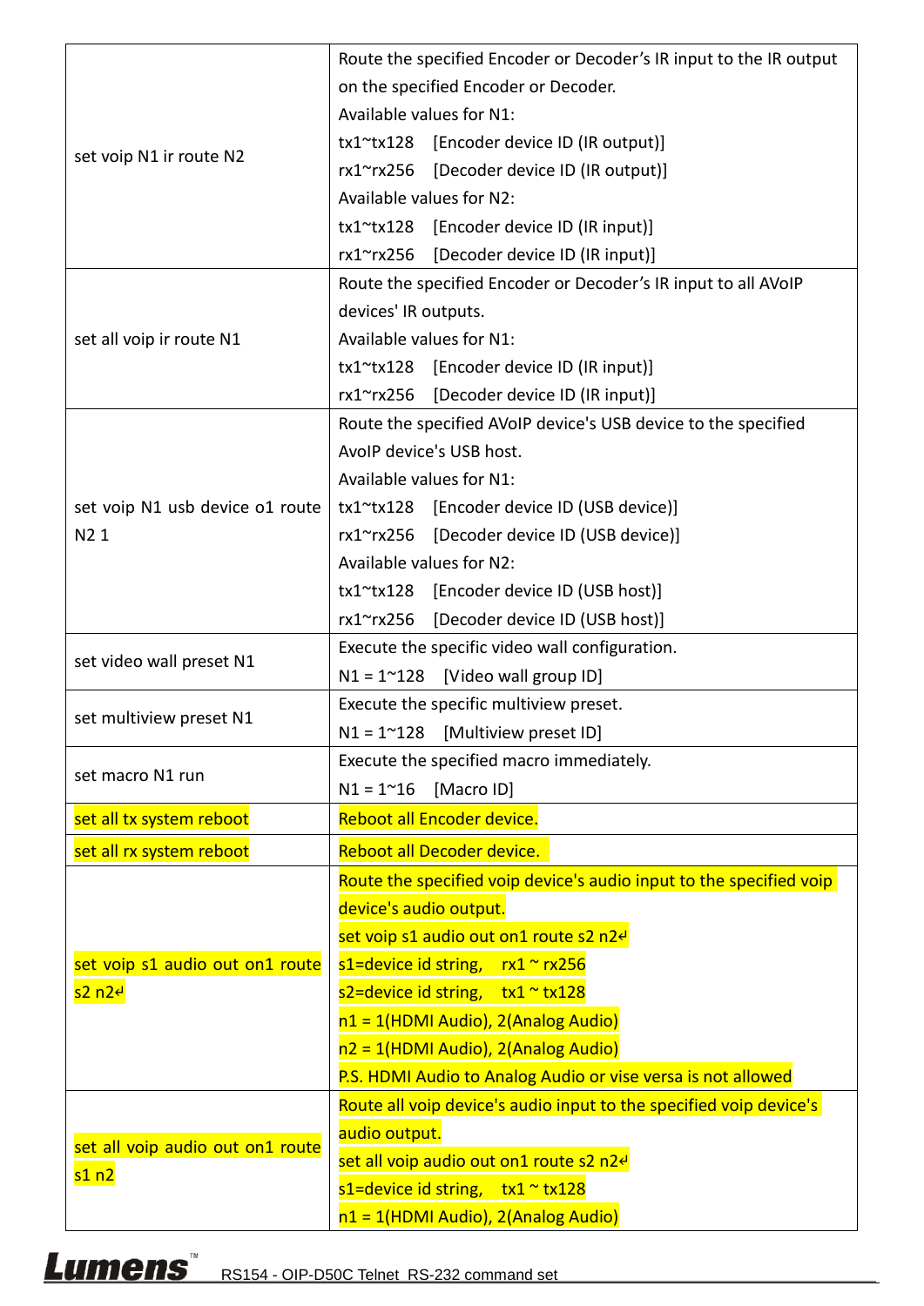| | |
|---|---|
| set voip N1 ir route N2 | Route the specified Encoder or Decoder's IR input to the IR output on the specified Encoder or Decoder.<br>Available values for N1:<br>tx1~tx128 [Encoder device ID (IR output)]<br>rx1~rx256 [Decoder device ID (IR output)]<br>Available values for N2:<br>tx1~tx128 [Encoder device ID (IR input)]<br>rx1~rx256 [Decoder device ID (IR input)] |
| set all voip ir route N1 | Route the specified Encoder or Decoder's IR input to all AVoIP devices' IR outputs.<br>Available values for N1:<br>tx1~tx128 [Encoder device ID (IR input)]<br>rx1~rx256 [Decoder device ID (IR input)] |
| set voip N1 usb device o1 route N2 1 | Route the specified AVoIP device's USB device to the specified AvoIP device's USB host.<br>Available values for N1:<br>tx1~tx128 [Encoder device ID (USB device)]<br>rx1~rx256 [Decoder device ID (USB device)]<br>Available values for N2:<br>tx1~tx128 [Encoder device ID (USB host)]<br>rx1~rx256 [Decoder device ID (USB host)] |
| set video wall preset N1 | Execute the specific video wall configuration.<br>N1 = 1~128 [Video wall group ID] |
| set multiview preset N1 | Execute the specific multiview preset.<br>N1 = 1~128 [Multiview preset ID] |
| set macro N1 run | Execute the specified macro immediately.<br>N1 = 1~16 [Macro ID] |
| set all tx system reboot | Reboot all Encoder device. |
| set all rx system reboot | Reboot all Decoder device. |
| set voip s1 audio out on1 route s2 n2 | Route the specified voip device's audio input to the specified voip device's audio output.<br>set voip s1 audio out on1 route s2 n2<br>s1=device id string, rx1 ~ rx256<br>s2=device id string, tx1 ~ tx128<br>n1 = 1(HDMI Audio), 2(Analog Audio)<br>n2 = 1(HDMI Audio), 2(Analog Audio)<br>P.S. HDMI Audio to Analog Audio or vise versa is not allowed |
| set all voip audio out on1 route s1 n2 | Route all voip device's audio input to the specified voip device's audio output.<br>set all voip audio out on1 route s2 n2<br>s1=device id string, tx1 ~ tx128<br>n1 = 1(HDMI Audio), 2(Analog Audio) |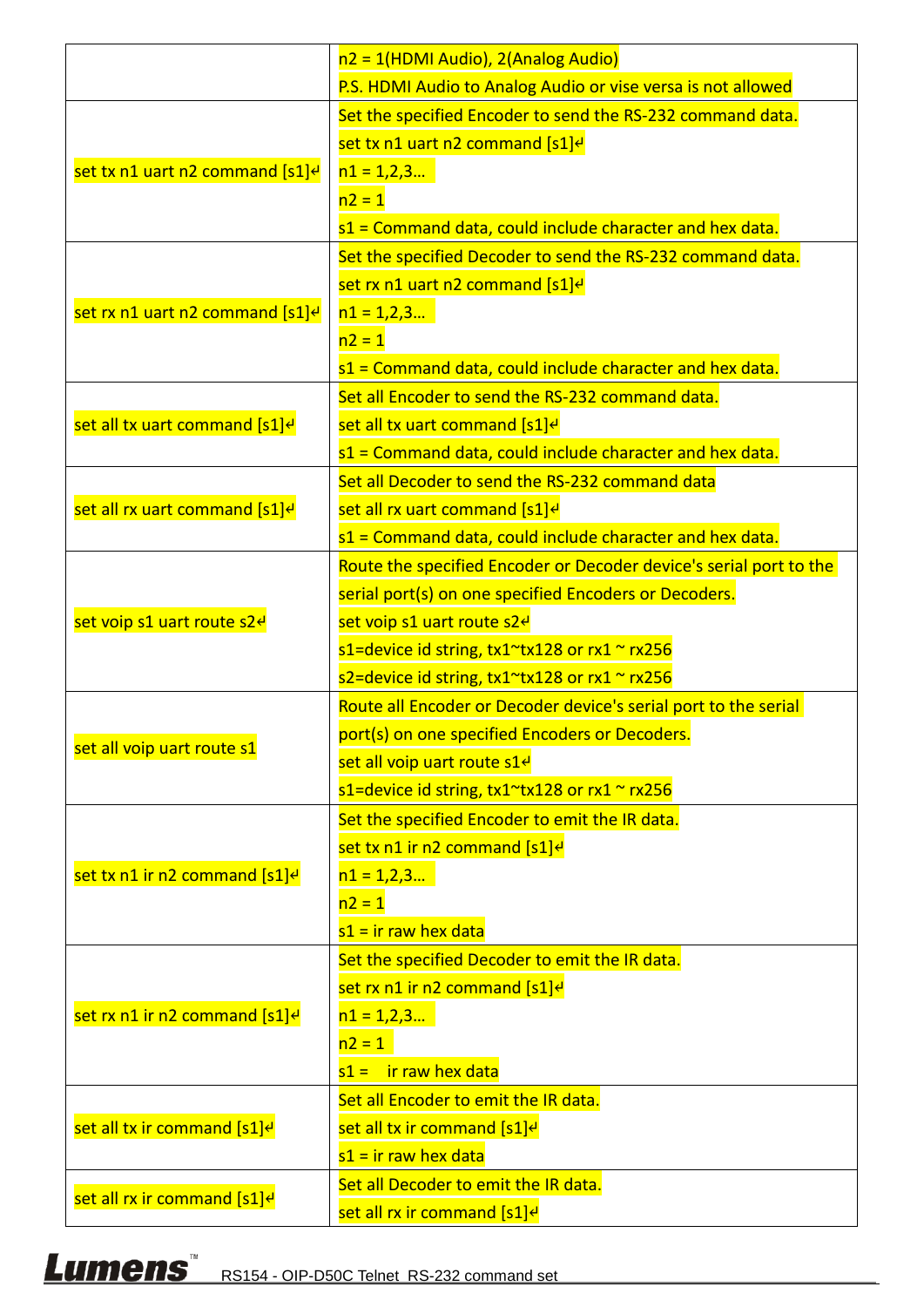| | |
|---|---|
| | n2 = 1(HDMI Audio), 2(Analog Audio)<br>P.S. HDMI Audio to Analog Audio or vise versa is not allowed |
| set tx n1 uart n2 command [s1]↵ | Set the specified Encoder to send the RS-232 command data.<br>set tx n1 uart n2 command [s1]↵<br>n1 = 1,2,3…<br>n2 = 1<br>s1 = Command data, could include character and hex data. |
| set rx n1 uart n2 command [s1]↵ | Set the specified Decoder to send the RS-232 command data.<br>set rx n1 uart n2 command [s1]↵<br>n1 = 1,2,3…<br>n2 = 1<br>s1 = Command data, could include character and hex data. |
| set all tx uart command [s1]↵ | Set all Encoder to send the RS-232 command data.<br>set all tx uart command [s1]↵<br>s1 = Command data, could include character and hex data. |
| set all rx uart command [s1]↵ | Set all Decoder to send the RS-232 command data<br>set all rx uart command [s1]↵<br>s1 = Command data, could include character and hex data. |
| set voip s1 uart route s2↵ | Route the specified Encoder or Decoder device's serial port to the serial port(s) on one specified Encoders or Decoders.<br>set voip s1 uart route s2↵<br>s1=device id string, tx1~tx128 or rx1 ~ rx256<br>s2=device id string, tx1~tx128 or rx1 ~ rx256 |
| set all voip uart route s1 | Route all Encoder or Decoder device's serial port to the serial port(s) on one specified Encoders or Decoders.<br>set all voip uart route s1↵<br>s1=device id string, tx1~tx128 or rx1 ~ rx256 |
| set tx n1 ir n2 command [s1]↵ | Set the specified Encoder to emit the IR data.<br>set tx n1 ir n2 command [s1]↵<br>n1 = 1,2,3…<br>n2 = 1<br>s1 = ir raw hex data |
| set rx n1 ir n2 command [s1]↵ | Set the specified Decoder to emit the IR data.<br>set rx n1 ir n2 command [s1]↵<br>n1 = 1,2,3…<br>n2 = 1<br>s1 = ir raw hex data |
| set all tx ir command [s1]↵ | Set all Encoder to emit the IR data.<br>set all tx ir command [s1]↵<br>s1 = ir raw hex data |
| set all rx ir command [s1]↵ | Set all Decoder to emit the IR data.<br>set all rx ir command [s1]↵ |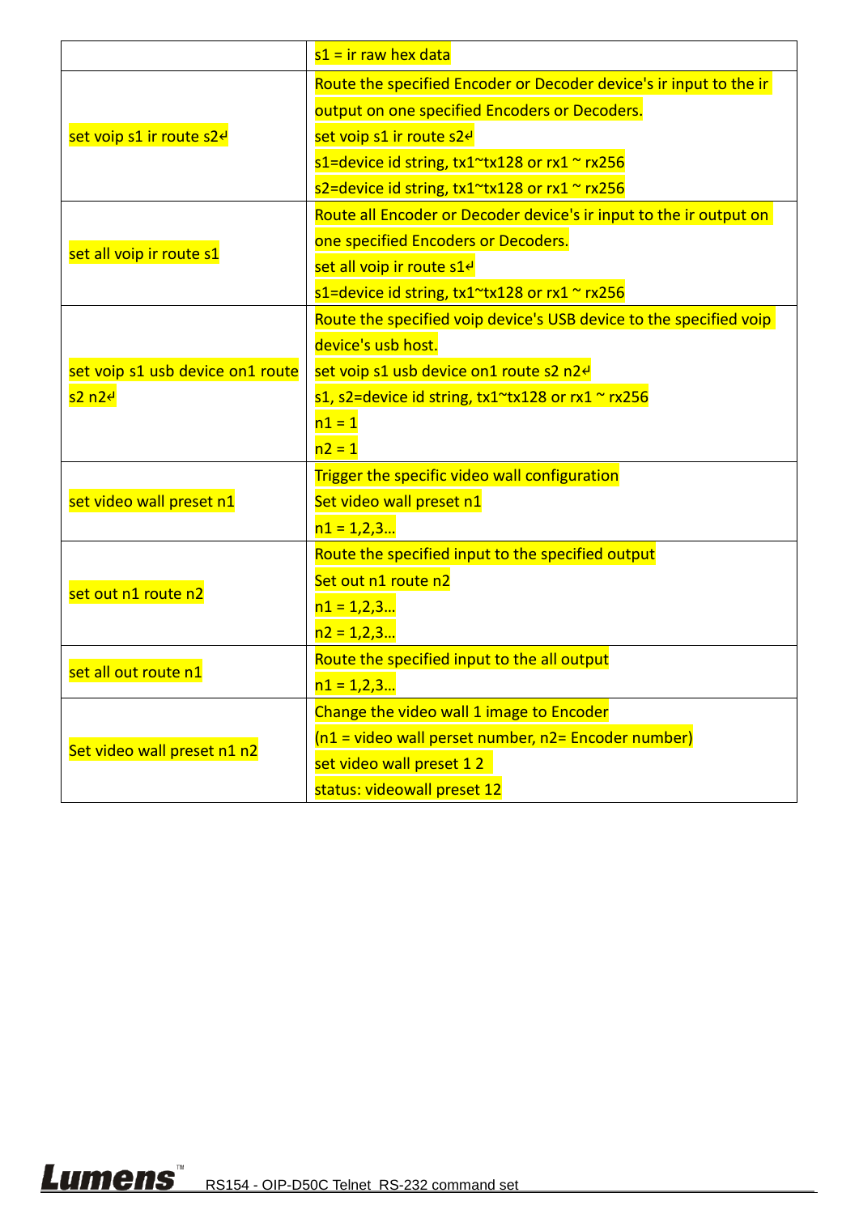| | |
|---|---|
| | s1 = ir raw hex data |
| set voip s1 ir route s2↵ | Route the specified Encoder or Decoder device's ir input to the ir output on one specified Encoders or Decoders.<br>set voip s1 ir route s2↵<br>s1=device id string, tx1~tx128 or rx1 ~ rx256<br>s2=device id string, tx1~tx128 or rx1 ~ rx256 |
| set all voip ir route s1 | Route all Encoder or Decoder device's ir input to the ir output on one specified Encoders or Decoders.<br>set all voip ir route s1↵<br>s1=device id string, tx1~tx128 or rx1 ~ rx256 |
| set voip s1 usb device on1 route s2 n2↵ | Route the specified voip device's USB device to the specified voip device's usb host.<br>set voip s1 usb device on1 route s2 n2↵<br>s1, s2=device id string, tx1~tx128 or rx1 ~ rx256<br>n1 = 1<br>n2 = 1 |
| set video wall preset n1 | Trigger the specific video wall configuration<br>Set video wall preset n1<br>n1 = 1,2,3… |
| set out n1 route n2 | Route the specified input to the specified output<br>Set out n1 route n2<br>n1 = 1,2,3…<br>n2 = 1,2,3… |
| set all out route n1 | Route the specified input to the all output<br>n1 = 1,2,3… |
| Set video wall preset n1 n2 | Change the video wall 1 image to Encoder<br>(n1 = video wall perset number, n2= Encoder number)<br>set video wall preset 1 2<br>status: videowall preset 12 |